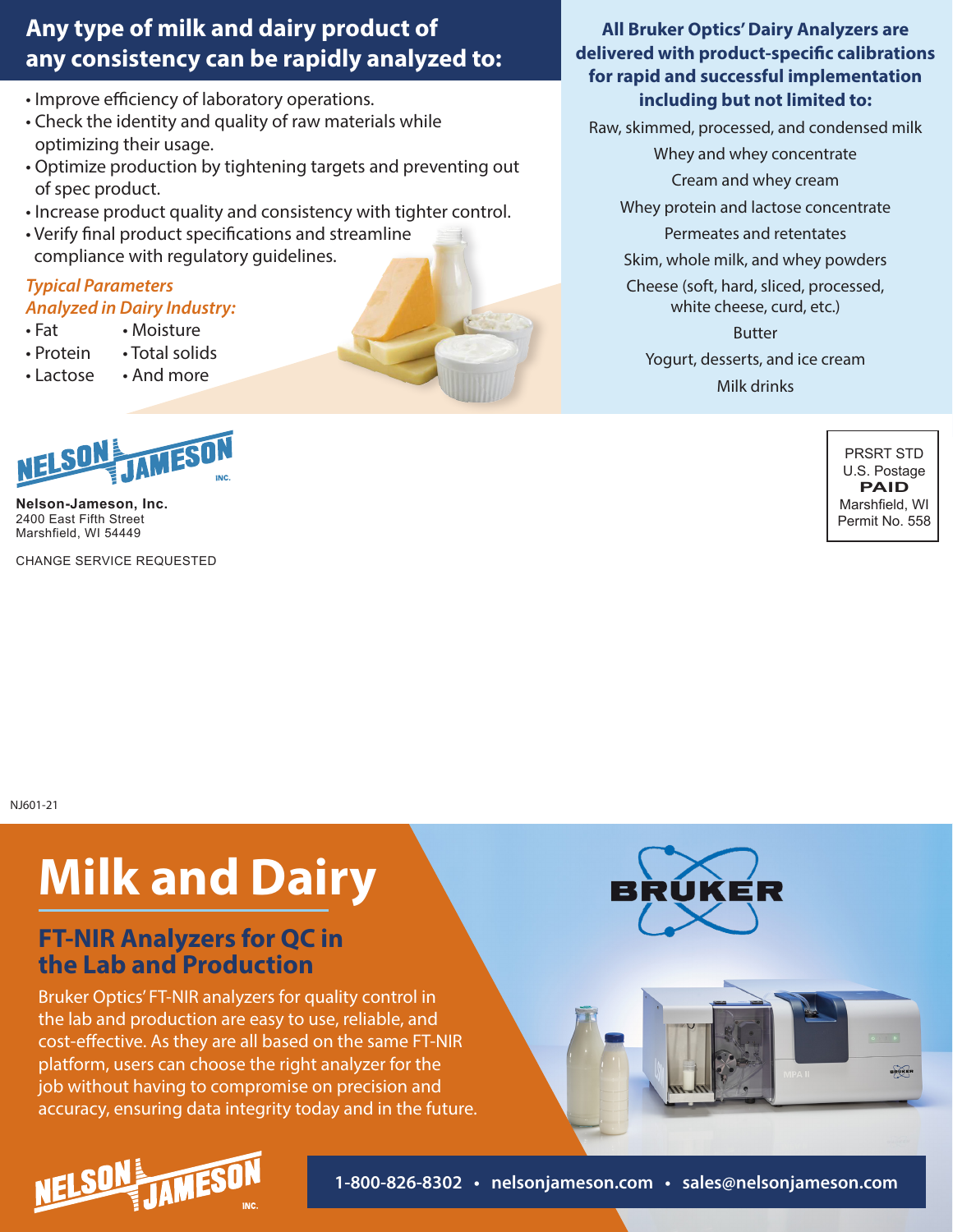## Any type of milk and dairy product of any consistency can be rapidly analyzed to:

- Improve efficiency of laboratory operations.
- Check the identity and quality of raw materials while optimizing their usage.
- Optimize production by tightening targets and preventing out of spec product.
- Increase product quality and consistency with tighter control.
- Verify final product specifications and streamline compliance with regulatory guidelines.

*Typical Parameters Analyzed in Dairy Industry:*

- Fat
- Protein
- Lactose
- Moisture
- Total solids
- And more

**All Bruker Optics' Dairy Analyzers are delivered with product-specific calibrations for rapid and successful implementation including but not limited to:**

Raw, skimmed, processed, and condensed milk

Whey and whey concentrate

Cream and whey cream

Whey protein and lactose concentrate

Permeates and retentates

Skim, whole milk, and whey powders

Cheese (soft, hard, sliced, processed, white cheese, curd, etc.)

Butter

Yogurt, desserts, and ice cream

Milk drinks

NELSON JAMESON INC.

**Nelson-Jameson, Inc.**
2400 East Fifth Street
Marshfield, WI 54449

CHANGE SERVICE REQUESTED

PRSRT STD
U.S. Postage
**PAID**
Marshfield, WI
Permit No. 558

NJ601-21

# Milk and Dairy

## FT-NIR Analyzers for QC in the Lab and Production

Bruker Optics' FT-NIR analyzers for quality control in the lab and production are easy to use, reliable, and cost-effective. As they are all based on the same FT-NIR platform, users can choose the right analyzer for the job without having to compromise on precision and accuracy, ensuring data integrity today and in the future.

BRUKER

NELSON JAMESON INC.

**1-800-826-8302 • nelsonjameson.com • sales@nelsonjameson.com**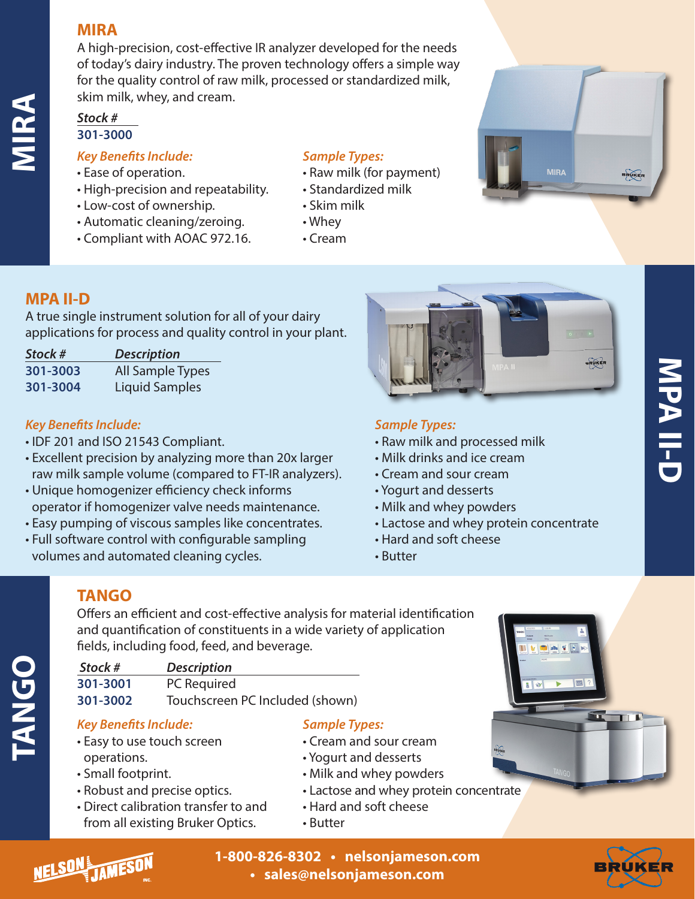## MIRA

A high-precision, cost-effective IR analyzer developed for the needs of today's dairy industry. The proven technology offers a simple way for the quality control of raw milk, processed or standardized milk, skim milk, whey, and cream.

*Stock #*
301-3000

*Key Benefits Include:*
- Ease of operation.
- High-precision and repeatability.
- Low-cost of ownership.
- Automatic cleaning/zeroing.
- Compliant with AOAC 972.16.

*Sample Types:*
- Raw milk (for payment)
- Standardized milk
- Skim milk
- Whey
- Cream

## MPA II-D

A true single instrument solution for all of your dairy applications for process and quality control in your plant.

| *Stock #* | *Description* |
|---|---|
| 301-3003 | All Sample Types |
| 301-3004 | Liquid Samples |

*Key Benefits Include:*
- IDF 201 and ISO 21543 Compliant.
- Excellent precision by analyzing more than 20x larger raw milk sample volume (compared to FT-IR analyzers).
- Unique homogenizer efficiency check informs operator if homogenizer valve needs maintenance.
- Easy pumping of viscous samples like concentrates.
- Full software control with configurable sampling volumes and automated cleaning cycles.

*Sample Types:*
- Raw milk and processed milk
- Milk drinks and ice cream
- Cream and sour cream
- Yogurt and desserts
- Milk and whey powders
- Lactose and whey protein concentrate
- Hard and soft cheese
- Butter

## TANGO

Offers an efficient and cost-effective analysis for material identification and quantification of constituents in a wide variety of application fields, including food, feed, and beverage.

| *Stock #* | *Description* |
|---|---|
| 301-3001 | PC Required |
| 301-3002 | Touchscreen PC Included (shown) |

*Key Benefits Include:*
- Easy to use touch screen operations.
- Small footprint.
- Robust and precise optics.
- Direct calibration transfer to and from all existing Bruker Optics.

*Sample Types:*
- Cream and sour cream
- Yogurt and desserts
- Milk and whey powders
- Lactose and whey protein concentrate
- Hard and soft cheese
- Butter

**1-800-826-8302 • nelsonjameson.com • sales@nelsonjameson.com**